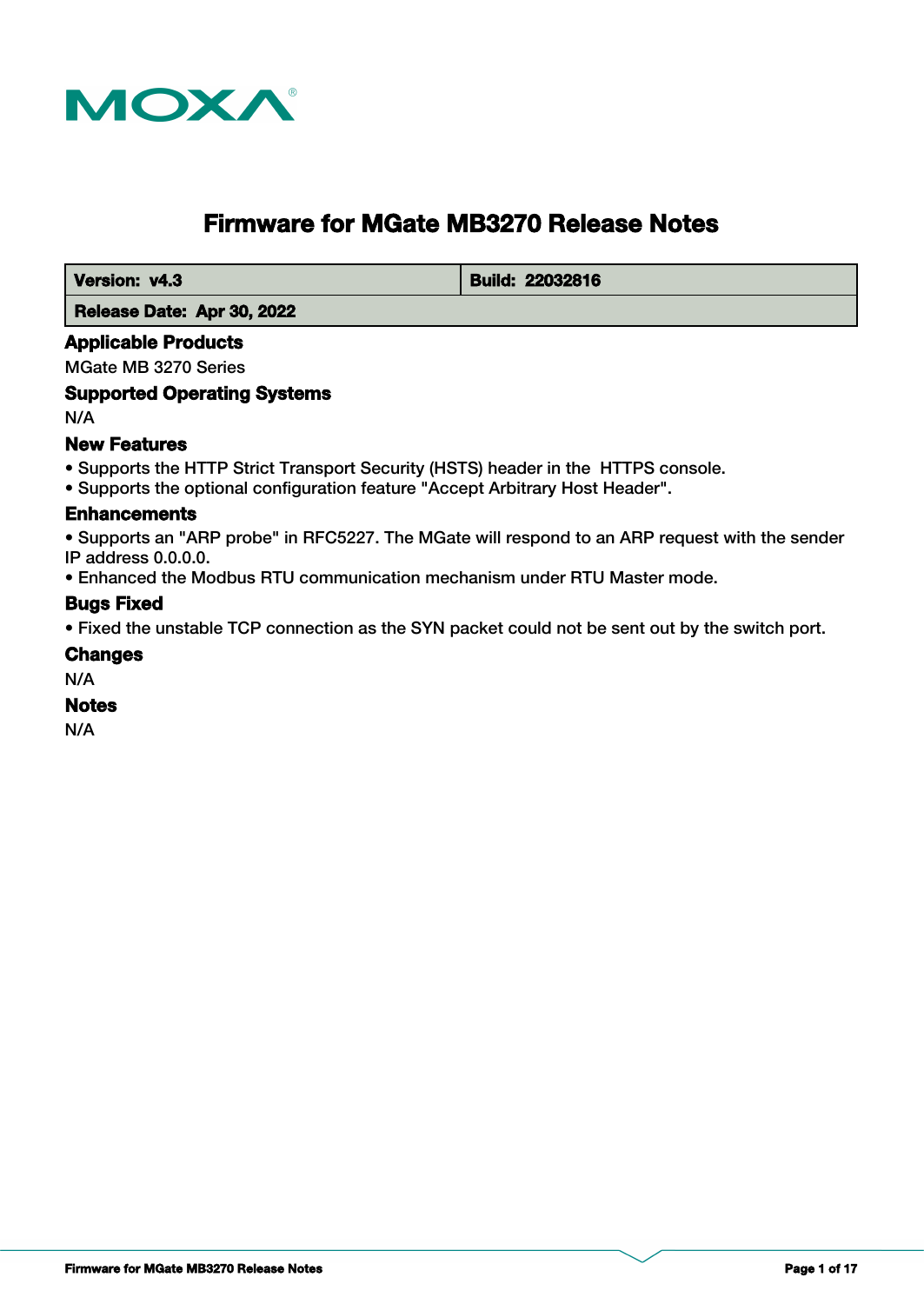# Firmware for MGate MB3270 Release Notes

| Version: v4.3 | Build: 22032816 |
| --- | --- |
| Release Date: Apr 30, 2022 | |

### Applicable Products

MGate MB 3270 Series

### Supported Operating Systems

N/A

### New Features

- Supports the HTTP Strict Transport Security (HSTS) header in the HTTPS console.
- Supports the optional configuration feature "Accept Arbitrary Host Header".

### Enhancements

- Supports an "ARP probe" in RFC5227. The MGate will respond to an ARP request with the sender IP address 0.0.0.0.
- Enhanced the Modbus RTU communication mechanism under RTU Master mode.

### Bugs Fixed

- Fixed the unstable TCP connection as the SYN packet could not be sent out by the switch port.

### Changes

N/A

### Notes

N/A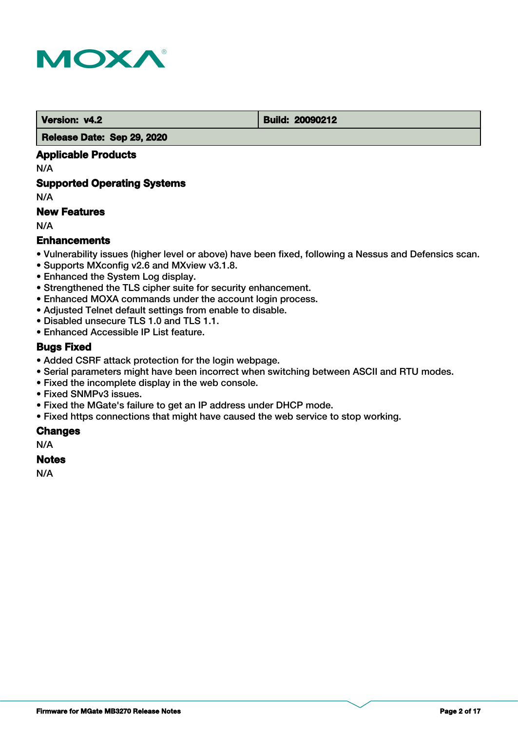| Version: v4.2 | Build: 20090212 |
| --- | --- |
| Release Date: Sep 29, 2020 | |

### Applicable Products

N/A

### Supported Operating Systems

N/A

### New Features

N/A

### Enhancements

- Vulnerability issues (higher level or above) have been fixed, following a Nessus and Defensics scan.
- Supports MXconfig v2.6 and MXview v3.1.8.
- Enhanced the System Log display.
- Strengthened the TLS cipher suite for security enhancement.
- Enhanced MOXA commands under the account login process.
- Adjusted Telnet default settings from enable to disable.
- Disabled unsecure TLS 1.0 and TLS 1.1.
- Enhanced Accessible IP List feature.

### Bugs Fixed

- Added CSRF attack protection for the login webpage.
- Serial parameters might have been incorrect when switching between ASCII and RTU modes.
- Fixed the incomplete display in the web console.
- Fixed SNMPv3 issues.
- Fixed the MGate's failure to get an IP address under DHCP mode.
- Fixed https connections that might have caused the web service to stop working.

### Changes

N/A

### Notes

N/A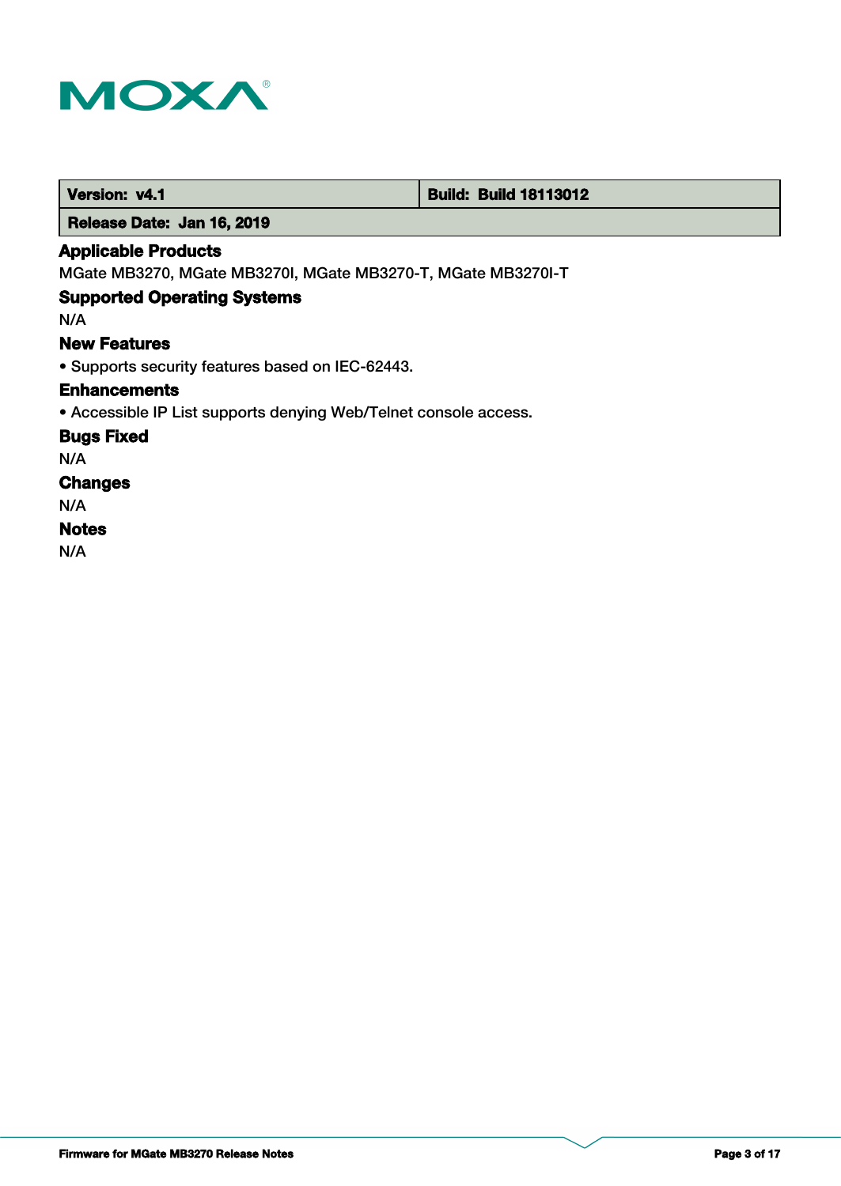| Version: v4.1 | Build: Build 18113012 |
| --- | --- |
| Release Date: Jan 16, 2019 | |

### Applicable Products

MGate MB3270, MGate MB3270I, MGate MB3270-T, MGate MB3270I-T

### Supported Operating Systems

N/A

### New Features

- Supports security features based on IEC-62443.

### Enhancements

- Accessible IP List supports denying Web/Telnet console access.

### Bugs Fixed

N/A

### Changes

N/A

### Notes

N/A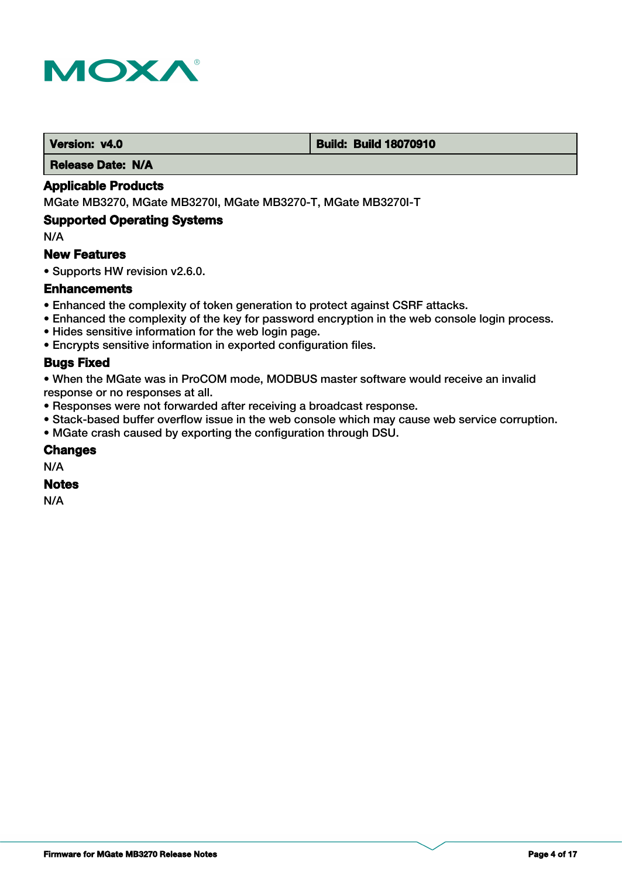| Version: v4.0 | Build: Build 18070910 |
| --- | --- |
| Release Date: N/A | |

### Applicable Products

MGate MB3270, MGate MB3270I, MGate MB3270-T, MGate MB3270I-T

### Supported Operating Systems

N/A

### New Features

- Supports HW revision v2.6.0.

### Enhancements

- Enhanced the complexity of token generation to protect against CSRF attacks.
- Enhanced the complexity of the key for password encryption in the web console login process.
- Hides sensitive information for the web login page.
- Encrypts sensitive information in exported configuration files.

### Bugs Fixed

- When the MGate was in ProCOM mode, MODBUS master software would receive an invalid response or no responses at all.
- Responses were not forwarded after receiving a broadcast response.
- Stack-based buffer overflow issue in the web console which may cause web service corruption.
- MGate crash caused by exporting the configuration through DSU.

### Changes

N/A

### Notes

N/A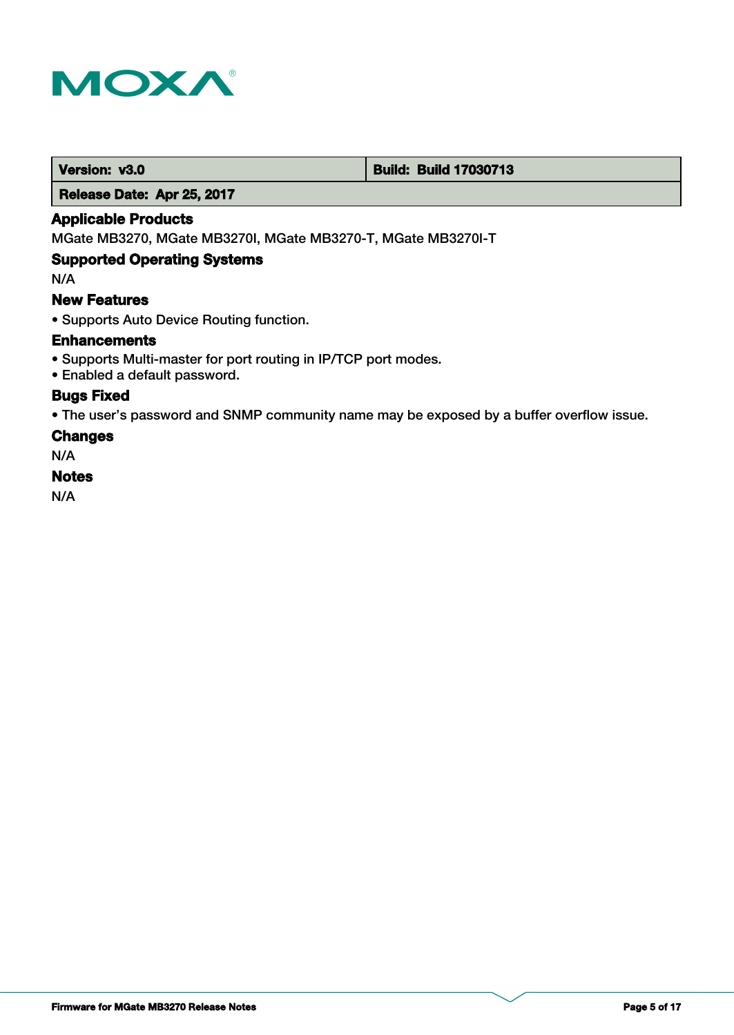| Version: v3.0 | Build: Build 17030713 |
| --- | --- |
| Release Date: Apr 25, 2017 | |

### Applicable Products

MGate MB3270, MGate MB3270I, MGate MB3270-T, MGate MB3270I-T

### Supported Operating Systems

N/A

### New Features

- Supports Auto Device Routing function.

### Enhancements

- Supports Multi-master for port routing in IP/TCP port modes.
- Enabled a default password.

### Bugs Fixed

- The user's password and SNMP community name may be exposed by a buffer overflow issue.

### Changes

N/A

### Notes

N/A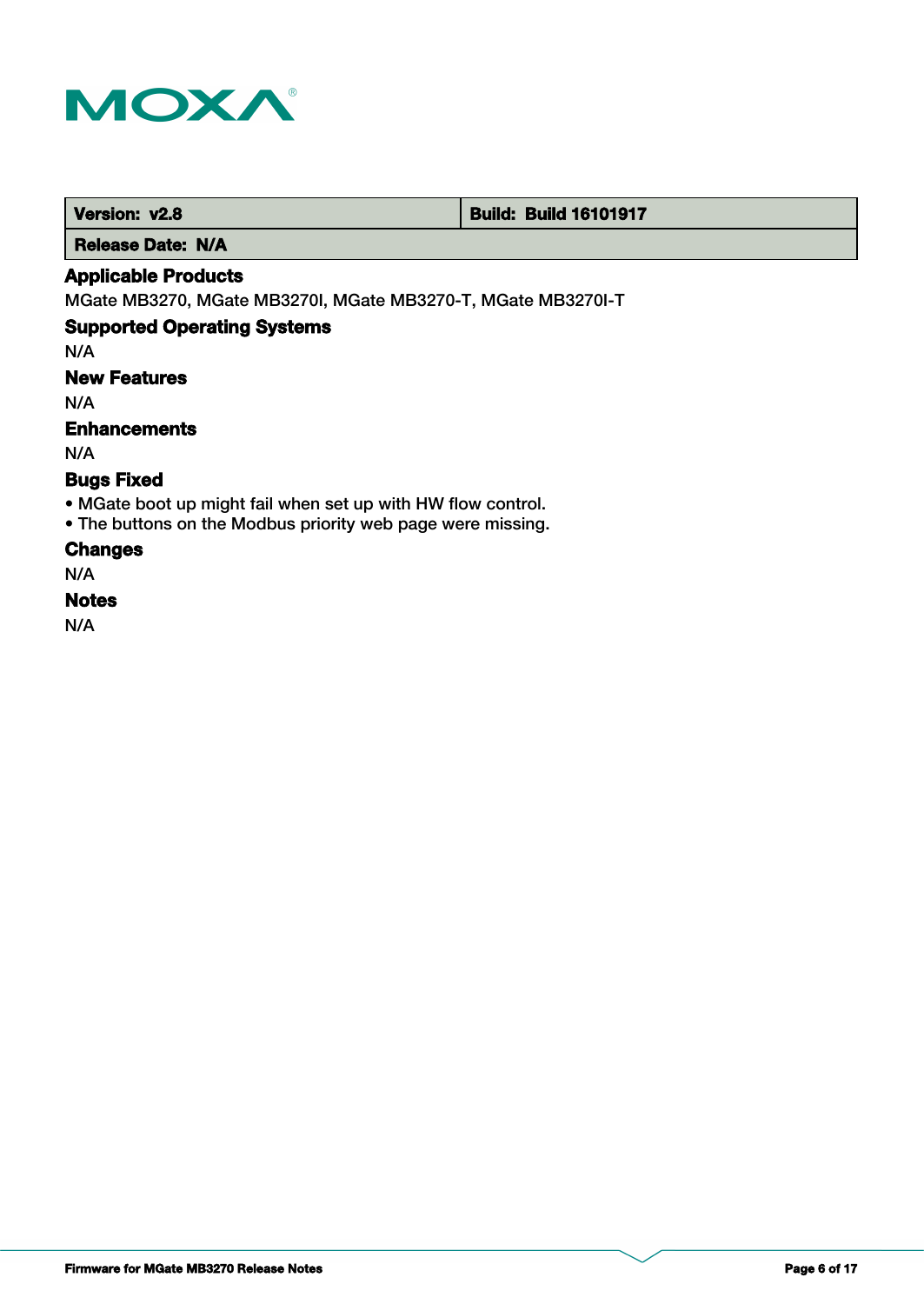| Version: v2.8 | Build: Build 16101917 |
| --- | --- |
| Release Date: N/A | |

### Applicable Products

MGate MB3270, MGate MB3270I, MGate MB3270-T, MGate MB3270I-T

### Supported Operating Systems

N/A

### New Features

N/A

### Enhancements

N/A

### Bugs Fixed

- MGate boot up might fail when set up with HW flow control.
- The buttons on the Modbus priority web page were missing.

### Changes

N/A

### Notes

N/A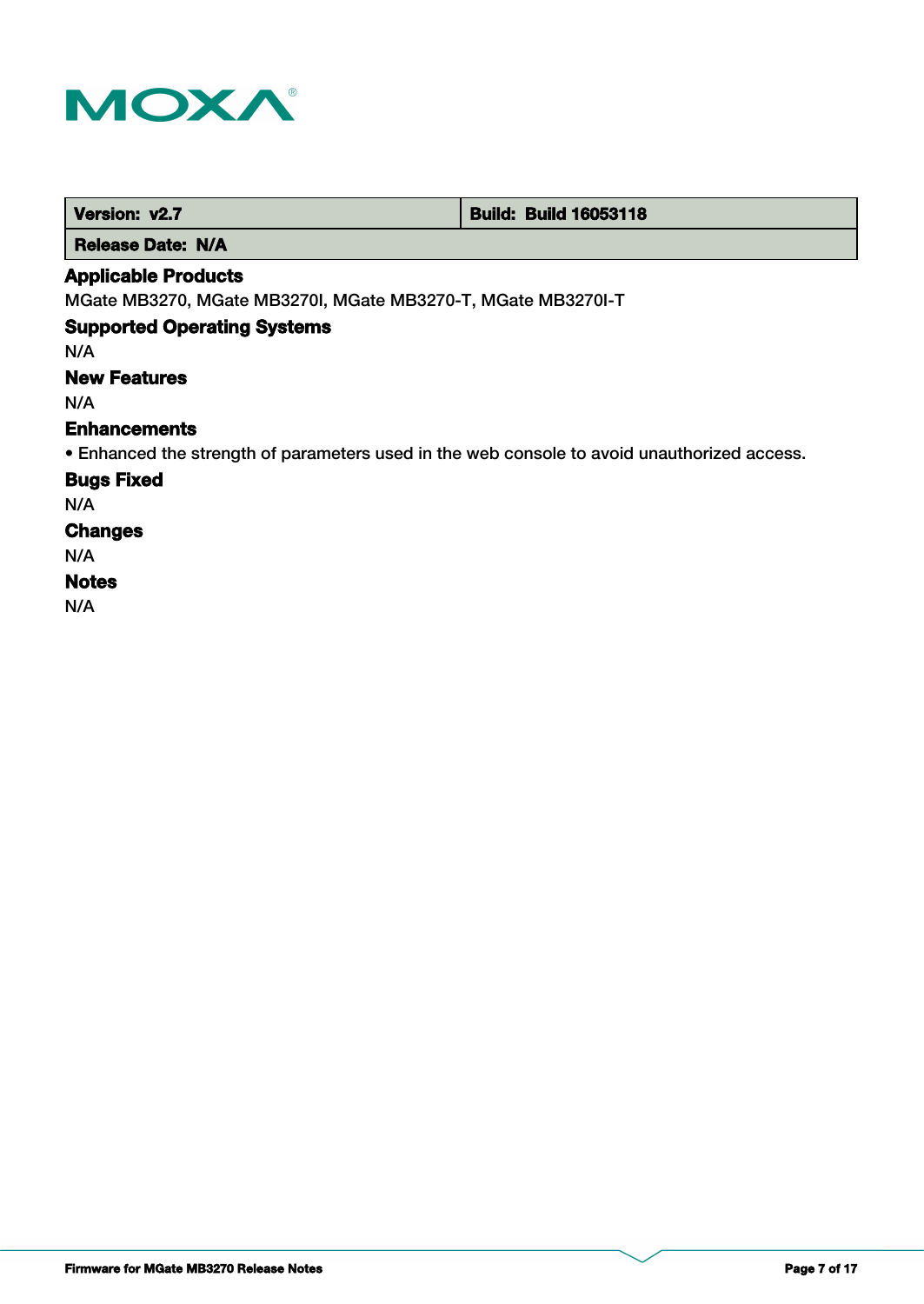| Version: v2.7 | Build: Build 16053118 |
| --- | --- |
| Release Date: N/A | |

### Applicable Products

MGate MB3270, MGate MB3270I, MGate MB3270-T, MGate MB3270I-T

### Supported Operating Systems

N/A

### New Features

N/A

### Enhancements

• Enhanced the strength of parameters used in the web console to avoid unauthorized access.

### Bugs Fixed

N/A

### Changes

N/A

### Notes

N/A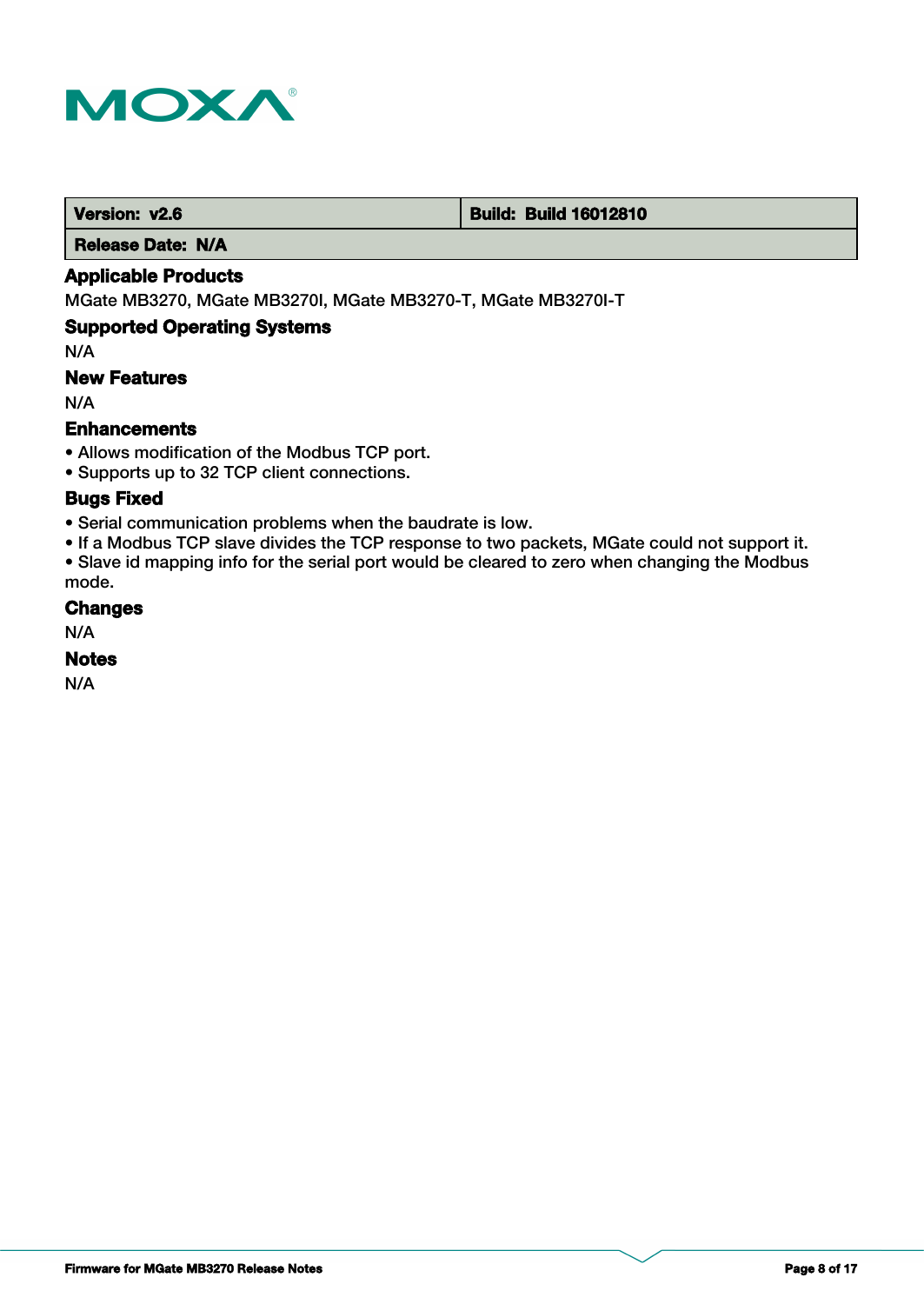| Version: v2.6 | Build: Build 16012810 |
| --- | --- |
| Release Date: N/A | |

### Applicable Products

MGate MB3270, MGate MB3270I, MGate MB3270-T, MGate MB3270I-T

### Supported Operating Systems

N/A

### New Features

N/A

### Enhancements

- Allows modification of the Modbus TCP port.
- Supports up to 32 TCP client connections.

### Bugs Fixed

- Serial communication problems when the baudrate is low.
- If a Modbus TCP slave divides the TCP response to two packets, MGate could not support it.
- Slave id mapping info for the serial port would be cleared to zero when changing the Modbus mode.

### Changes

N/A

### Notes

N/A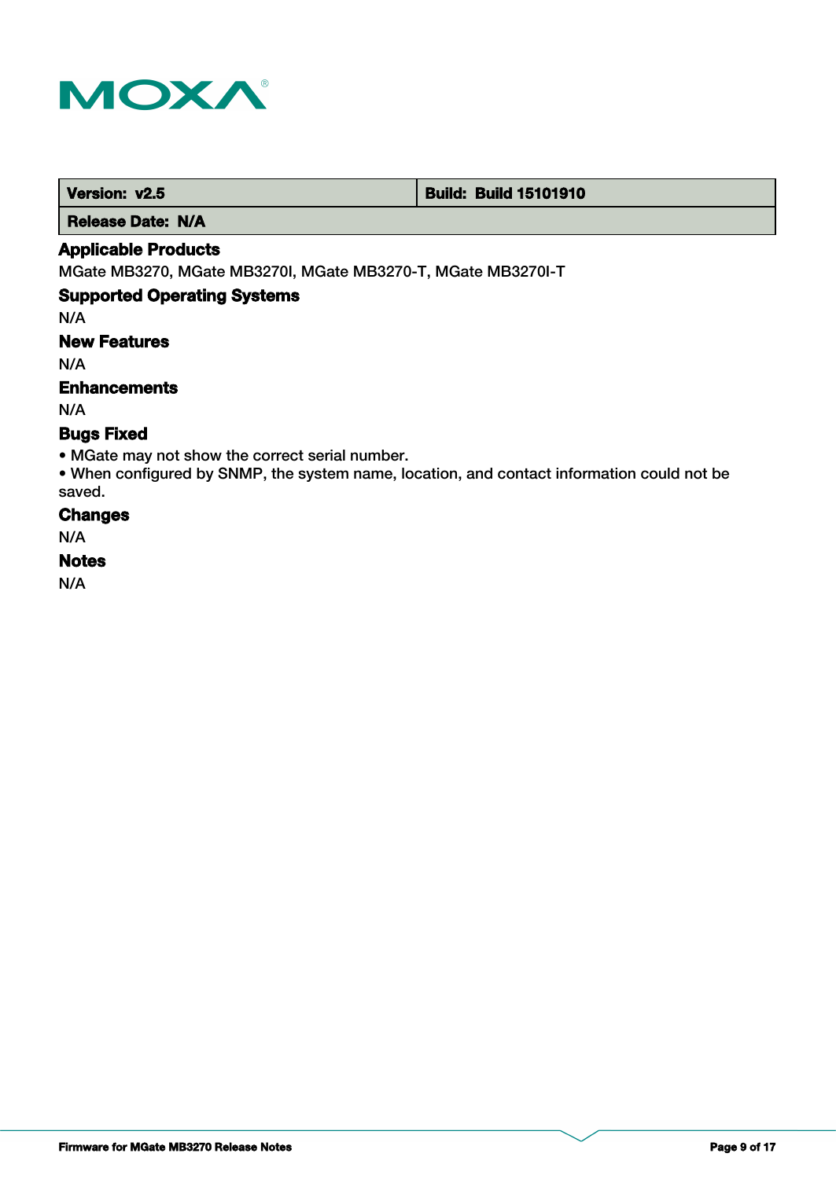| Version: v2.5 | Build: Build 15101910 |
| --- | --- |
| Release Date: N/A | |

### Applicable Products

MGate MB3270, MGate MB3270I, MGate MB3270-T, MGate MB3270I-T

### Supported Operating Systems

N/A

### New Features

N/A

### Enhancements

N/A

### Bugs Fixed

- MGate may not show the correct serial number.
- When configured by SNMP, the system name, location, and contact information could not be saved.

### Changes

N/A

### Notes

N/A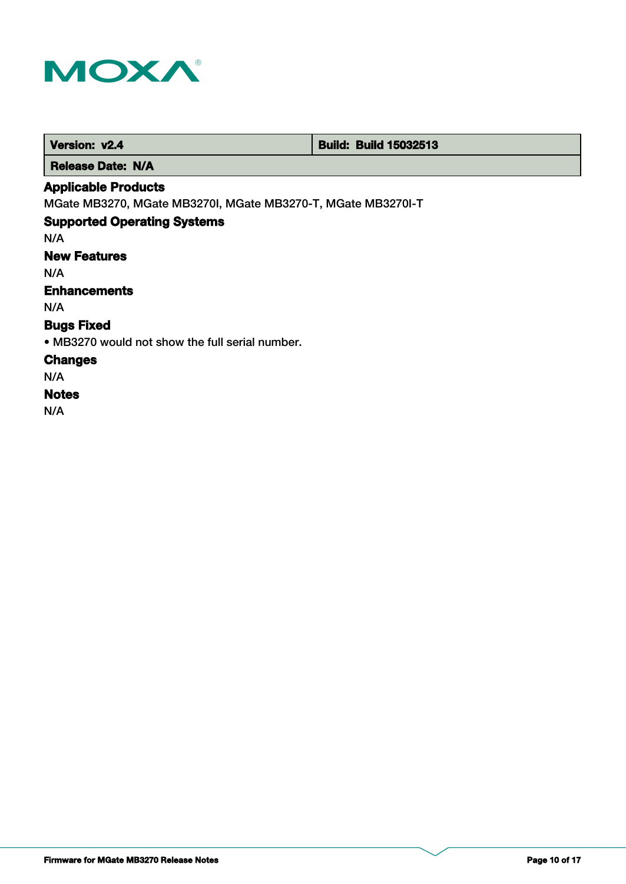| Version: v2.4 | Build: Build 15032513 |
| --- | --- |
| Release Date: N/A | |

### Applicable Products

MGate MB3270, MGate MB3270I, MGate MB3270-T, MGate MB3270I-T

### Supported Operating Systems

N/A

### New Features

N/A

### Enhancements

N/A

### Bugs Fixed

- MB3270 would not show the full serial number.

### Changes

N/A

### Notes

N/A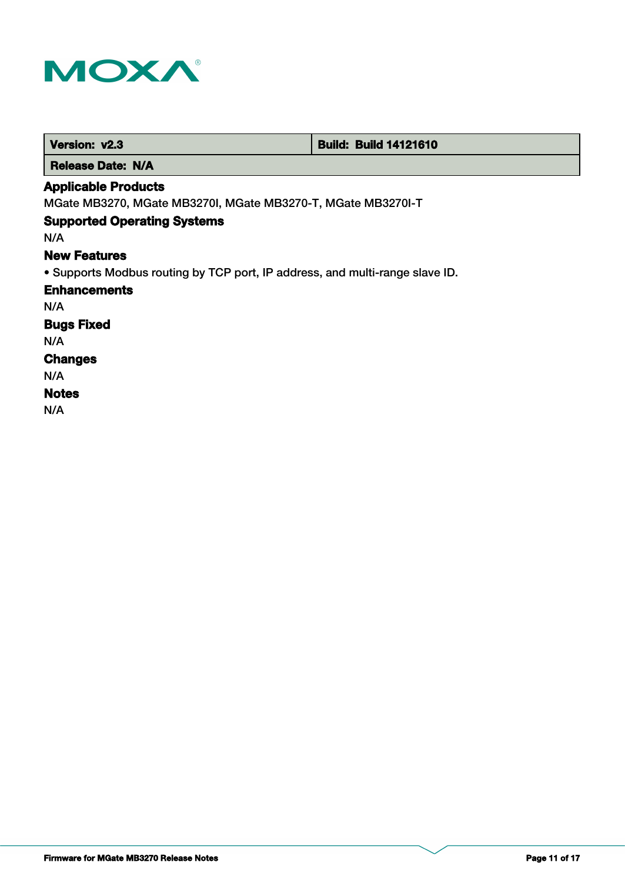| Version: v2.3 | Build: Build 14121610 |
| --- | --- |
| Release Date: N/A | |

### Applicable Products

MGate MB3270, MGate MB3270I, MGate MB3270-T, MGate MB3270I-T

### Supported Operating Systems

N/A

### New Features

- Supports Modbus routing by TCP port, IP address, and multi-range slave ID.

### Enhancements

N/A

### Bugs Fixed

N/A

### Changes

N/A

### Notes

N/A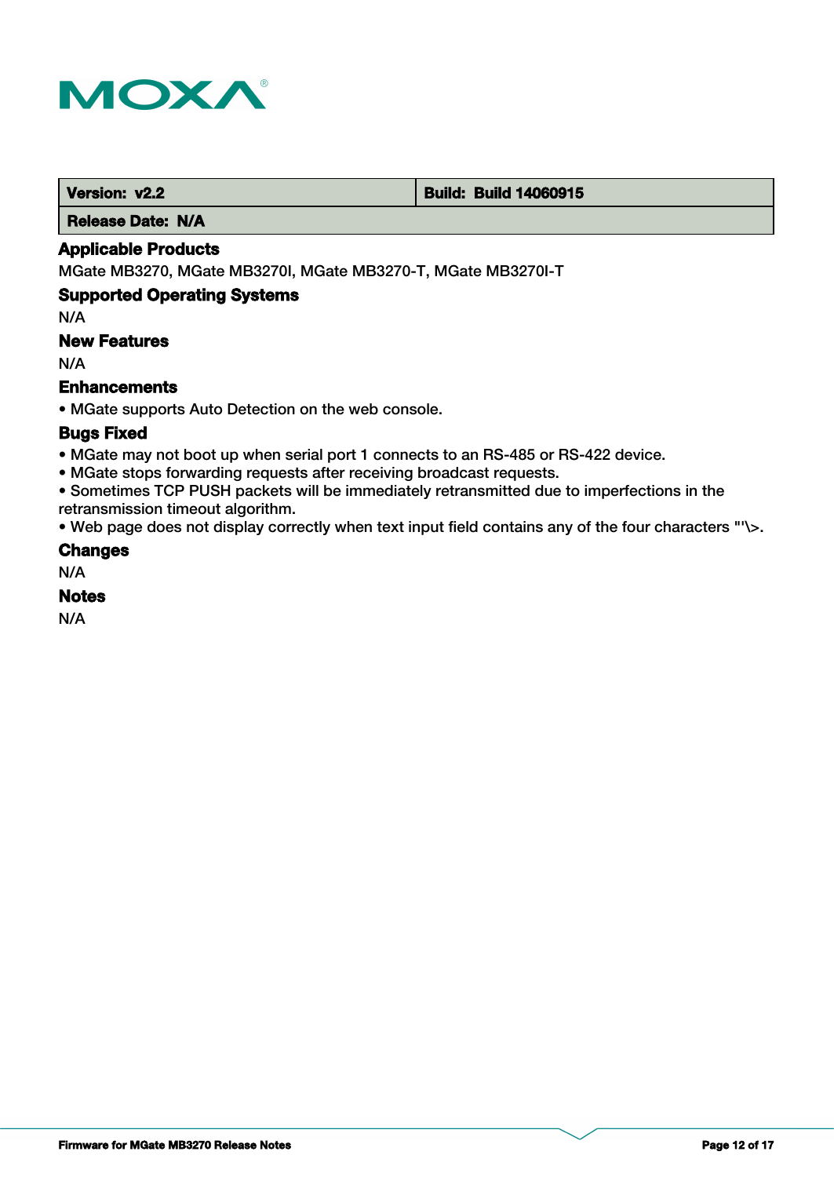| Version: v2.2 | Build: Build 14060915 |
| --- | --- |
| Release Date: N/A | |

### Applicable Products

MGate MB3270, MGate MB3270I, MGate MB3270-T, MGate MB3270I-T

### Supported Operating Systems

N/A

### New Features

N/A

### Enhancements

- MGate supports Auto Detection on the web console.

### Bugs Fixed

- MGate may not boot up when serial port 1 connects to an RS-485 or RS-422 device.
- MGate stops forwarding requests after receiving broadcast requests.
- Sometimes TCP PUSH packets will be immediately retransmitted due to imperfections in the retransmission timeout algorithm.
- Web page does not display correctly when text input field contains any of the four characters "'\>.

### Changes

N/A

### Notes

N/A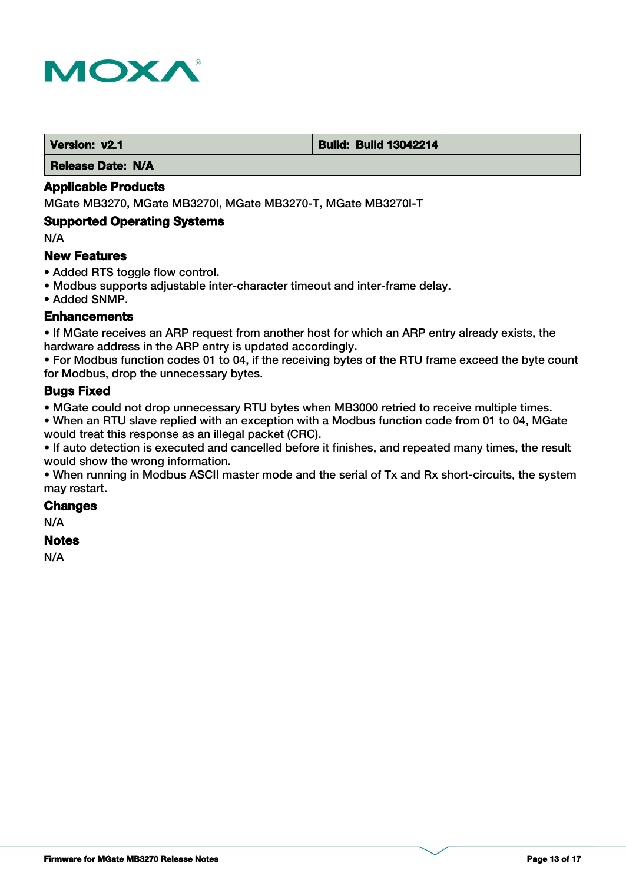| Version: v2.1 | Build: Build 13042214 |
| --- | --- |
| Release Date: N/A | |

### Applicable Products

MGate MB3270, MGate MB3270I, MGate MB3270-T, MGate MB3270I-T

### Supported Operating Systems

N/A

### New Features

- Added RTS toggle flow control.
- Modbus supports adjustable inter-character timeout and inter-frame delay.
- Added SNMP.

### Enhancements

- If MGate receives an ARP request from another host for which an ARP entry already exists, the hardware address in the ARP entry is updated accordingly.
- For Modbus function codes 01 to 04, if the receiving bytes of the RTU frame exceed the byte count for Modbus, drop the unnecessary bytes.

### Bugs Fixed

- MGate could not drop unnecessary RTU bytes when MB3000 retried to receive multiple times.
- When an RTU slave replied with an exception with a Modbus function code from 01 to 04, MGate would treat this response as an illegal packet (CRC).
- If auto detection is executed and cancelled before it finishes, and repeated many times, the result would show the wrong information.
- When running in Modbus ASCII master mode and the serial of Tx and Rx short-circuits, the system may restart.

### Changes

N/A

### Notes

N/A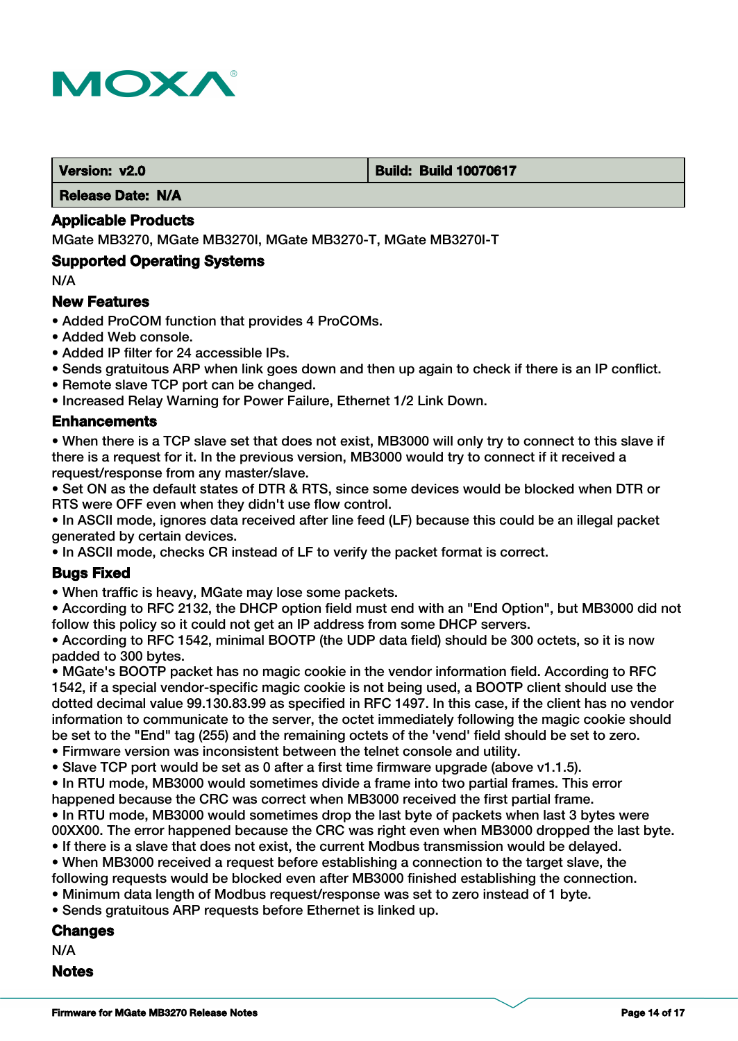| Version: v2.0 | Build: Build 10070617 |
| --- | --- |
| Release Date: N/A | |

### Applicable Products

MGate MB3270, MGate MB3270I, MGate MB3270-T, MGate MB3270I-T

### Supported Operating Systems

N/A

### New Features

- Added ProCOM function that provides 4 ProCOMs.
- Added Web console.
- Added IP filter for 24 accessible IPs.
- Sends gratuitous ARP when link goes down and then up again to check if there is an IP conflict.
- Remote slave TCP port can be changed.
- Increased Relay Warning for Power Failure, Ethernet 1/2 Link Down.

### Enhancements

- When there is a TCP slave set that does not exist, MB3000 will only try to connect to this slave if there is a request for it. In the previous version, MB3000 would try to connect if it received a request/response from any master/slave.
- Set ON as the default states of DTR & RTS, since some devices would be blocked when DTR or RTS were OFF even when they didn't use flow control.
- In ASCII mode, ignores data received after line feed (LF) because this could be an illegal packet generated by certain devices.
- In ASCII mode, checks CR instead of LF to verify the packet format is correct.

### Bugs Fixed

- When traffic is heavy, MGate may lose some packets.
- According to RFC 2132, the DHCP option field must end with an "End Option", but MB3000 did not follow this policy so it could not get an IP address from some DHCP servers.
- According to RFC 1542, minimal BOOTP (the UDP data field) should be 300 octets, so it is now padded to 300 bytes.
- MGate's BOOTP packet has no magic cookie in the vendor information field. According to RFC 1542, if a special vendor-specific magic cookie is not being used, a BOOTP client should use the dotted decimal value 99.130.83.99 as specified in RFC 1497. In this case, if the client has no vendor information to communicate to the server, the octet immediately following the magic cookie should be set to the "End" tag (255) and the remaining octets of the 'vend' field should be set to zero.
- Firmware version was inconsistent between the telnet console and utility.
- Slave TCP port would be set as 0 after a first time firmware upgrade (above v1.1.5).
- In RTU mode, MB3000 would sometimes divide a frame into two partial frames. This error happened because the CRC was correct when MB3000 received the first partial frame.
- In RTU mode, MB3000 would sometimes drop the last byte of packets when last 3 bytes were 00XX00. The error happened because the CRC was right even when MB3000 dropped the last byte.
- If there is a slave that does not exist, the current Modbus transmission would be delayed.
- When MB3000 received a request before establishing a connection to the target slave, the following requests would be blocked even after MB3000 finished establishing the connection.
- Minimum data length of Modbus request/response was set to zero instead of 1 byte.
- Sends gratuitous ARP requests before Ethernet is linked up.

### Changes

N/A

### Notes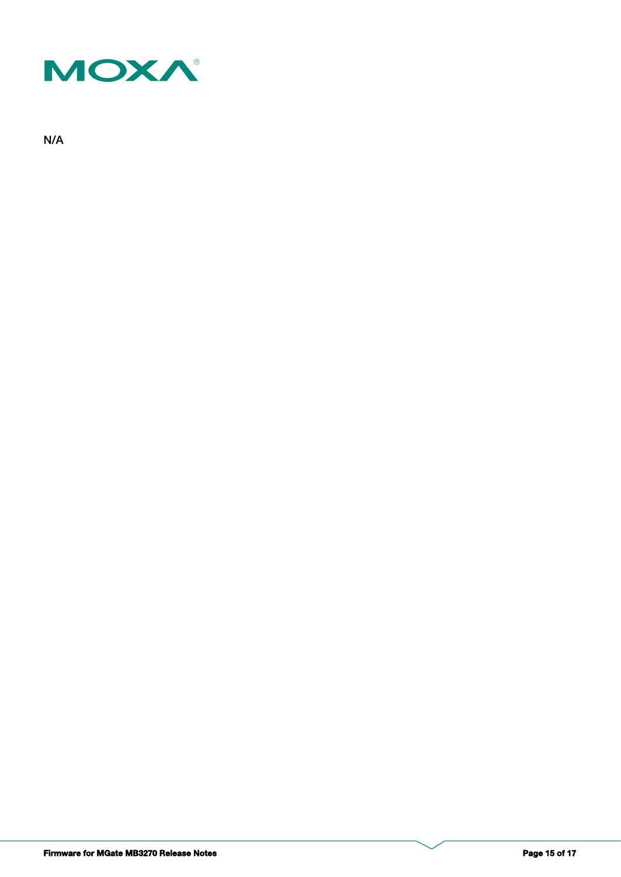N/A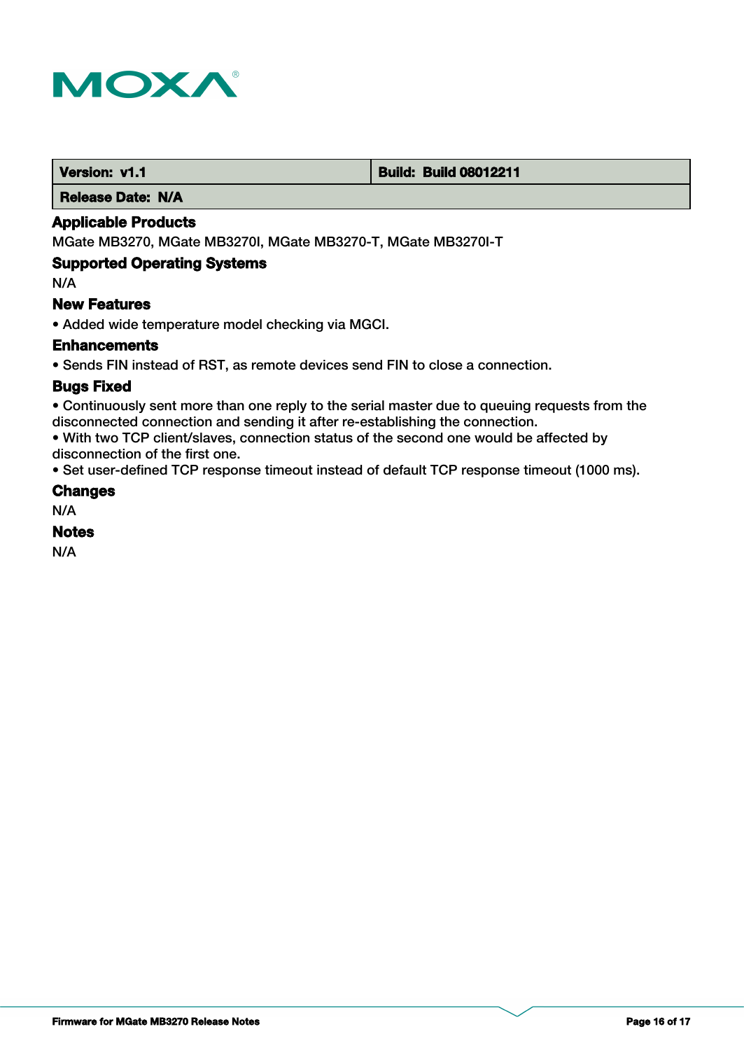| Version: v1.1 | Build: Build 08012211 |
| --- | --- |
| Release Date: N/A | |

### Applicable Products

MGate MB3270, MGate MB3270I, MGate MB3270-T, MGate MB3270I-T

### Supported Operating Systems

N/A

### New Features

- Added wide temperature model checking via MGCI.

### Enhancements

- Sends FIN instead of RST, as remote devices send FIN to close a connection.

### Bugs Fixed

- Continuously sent more than one reply to the serial master due to queuing requests from the disconnected connection and sending it after re-establishing the connection.
- With two TCP client/slaves, connection status of the second one would be affected by disconnection of the first one.
- Set user-defined TCP response timeout instead of default TCP response timeout (1000 ms).

### Changes

N/A

### Notes

N/A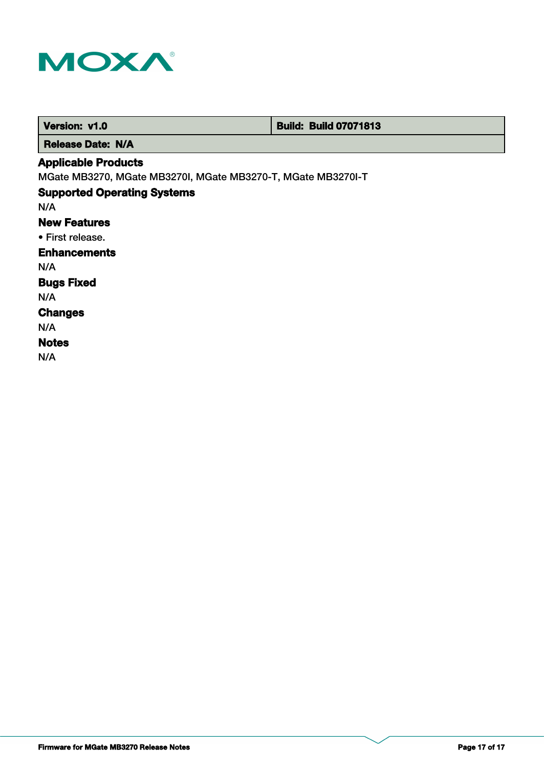| Version: v1.0 | Build: Build 07071813 |
|---|---|
| Release Date: N/A | |

### Applicable Products

MGate MB3270, MGate MB3270I, MGate MB3270-T, MGate MB3270I-T

### Supported Operating Systems

N/A

### New Features

- First release.

### Enhancements

N/A

### Bugs Fixed

N/A

### Changes

N/A

### Notes

N/A